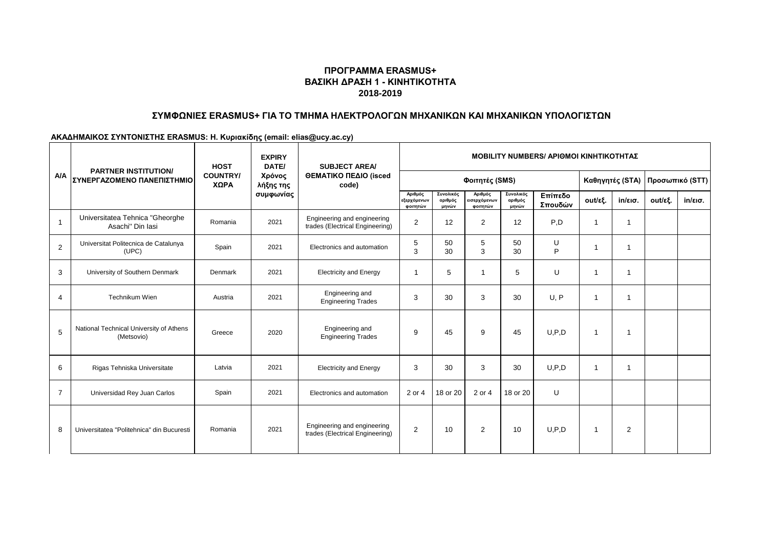# ΠΡΟΓΡΑΜΜΑ ERASMUS+
## ΒΑΣΙΚΗ ΔΡΑΣΗ 1 - ΚΙΝΗΤΙΚΟΤΗΤΑ
## 2018-2019

### ΣΥΜΦΩΝΙΕΣ ERASMUS+ ΓΙΑ ΤΟ ΤΜΗΜΑ ΗΛΕΚΤΡΟΛΟΓΩΝ ΜΗΧΑΝΙΚΩΝ ΚΑΙ ΜΗΧΑΝΙΚΩΝ ΥΠΟΛΟΓΙΣΤΩΝ

**ΑΚΑΔΗΜΑΙΚΟΣ ΣΥΝΤΟΝΙΣΤΗΣ ERASMUS: Η. Κυριακίδης (email: elias@ucy.ac.cy)**

| A/A | PARTNER INSTITUTION/ ΣΥΝΕΡΓΑΖΟΜΕΝΟ ΠΑΝΕΠΙΣΤΗΜΙΟ | HOST COUNTRY/ ΧΩΡΑ | EXPIRY DATE/ Χρόνος λήξης της συμφωνίας | SUBJECT AREA/ ΘΕΜΑΤΙΚΟ ΠΕΔΙΟ (isced code) | MOBILITY NUMBERS/ ΑΡΙΘΜΟΙ ΚΙΝΗΤΙΚΟΤΗΤΑΣ | | | | | | | | |
|---|---|---|---|---|---|---|---|---|---|---|---|---|---|
| | | | | | Φοιτητές (SMS) | | | | | Καθηγητές (STA) | | Προσωπικό (STT) | |
| | | | | | Αριθμός εξερχόμενων φοιτητών | Συνολικός αριθμός μηνών | Αριθμός εισερχόμενων φοιτητών | Συνολικός αριθμός μηνών | Επίπεδο Σπουδών | out/εξ. | in/εισ. | out/εξ. | in/εισ. |
| 1 | Universitatea Tehnica "Gheorghe Asachi" Din Iasi | Romania | 2021 | Engineering and engineering trades (Electrical Engineering) | 2 | 12 | 2 | 12 | P,D | 1 | 1 | | |
| 2 | Universitat Politecnica de Catalunya (UPC) | Spain | 2021 | Electronics and automation | 5<br>3 | 50<br>30 | 5<br>3 | 50<br>30 | U<br>P | 1 | 1 | | |
| 3 | University of Southern Denmark | Denmark | 2021 | Electricity and Energy | 1 | 5 | 1 | 5 | U | 1 | 1 | | |
| 4 | Technikum Wien | Austria | 2021 | Engineering and Engineering Trades | 3 | 30 | 3 | 30 | U, P | 1 | 1 | | |
| 5 | National Technical University of Athens (Metsovio) | Greece | 2020 | Engineering and Engineering Trades | 9 | 45 | 9 | 45 | U,P,D | 1 | 1 | | |
| 6 | Rigas Tehniska Universitate | Latvia | 2021 | Electricity and Energy | 3 | 30 | 3 | 30 | U,P,D | 1 | 1 | | |
| 7 | Universidad Rey Juan Carlos | Spain | 2021 | Electronics and automation | 2 or 4 | 18 or 20 | 2 or 4 | 18 or 20 | U | | | | |
| 8 | Universitatea "Politehnica" din Bucuresti | Romania | 2021 | Engineering and engineering trades (Electrical Engineering) | 2 | 10 | 2 | 10 | U,P,D | 1 | 2 | | |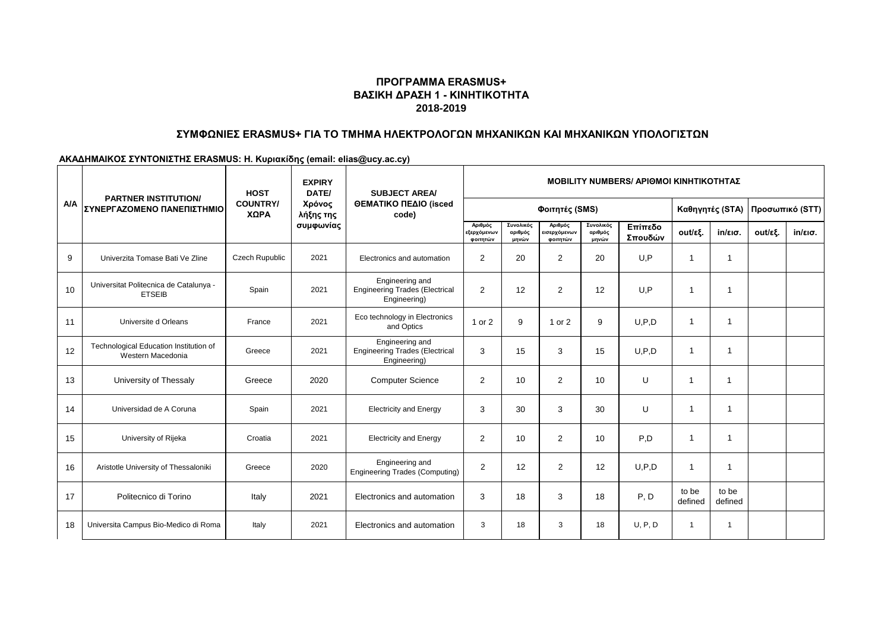# ΠΡΟΓΡΑΜΜΑ ERASMUS+
## ΒΑΣΙΚΗ ΔΡΑΣΗ 1 - ΚΙΝΗΤΙΚΟΤΗΤΑ
## 2018-2019

### ΣΥΜΦΩΝΙΕΣ ERASMUS+ ΓΙΑ ΤΟ ΤΜΗΜΑ ΗΛΕΚΤΡΟΛΟΓΩΝ ΜΗΧΑΝΙΚΩΝ ΚΑΙ ΜΗΧΑΝΙΚΩΝ ΥΠΟΛΟΓΙΣΤΩΝ

**ΑΚΑΔΗΜΑΙΚΟΣ ΣΥΝΤΟΝΙΣΤΗΣ ERASMUS: Η. Κυριακίδης (email: elias@ucy.ac.cy)**

| A/A | PARTNER INSTITUTION/ ΣΥΝΕΡΓΑΖΟΜΕΝΟ ΠΑΝΕΠΙΣΤΗΜΙΟ | HOST COUNTRY/ ΧΩΡΑ | EXPIRY DATE/ Χρόνος λήξης της συμφωνίας | SUBJECT AREA/ ΘΕΜΑΤΙΚΟ ΠΕΔΙΟ (isced code) | MOBILITY NUMBERS/ ΑΡΙΘΜΟΙ ΚΙΝΗΤΙΚΟΤΗΤΑΣ | | | | | | | | |
|---|---|---|---|---|---|---|---|---|---|---|---|---|---|
| | | | | | Φοιτητές (SMS) | | | | | Καθηγητές (STA) | | Προσωπικό (STT) | |
| | | | | | Αριθμός εξερχόμενων φοιτητών | Συνολικός αριθμός μηνών | Αριθμός εισερχόμενων φοιτητών | Συνολικός αριθμός μηνών | Επίπεδο Σπουδών | out/εξ. | in/εισ. | out/εξ. | in/εισ. |
| 9 | Univerzita Tomase Bati Ve Zline | Czech Rupublic | 2021 | Electronics and automation | 2 | 20 | 2 | 20 | U,P | 1 | 1 | | |
| 10 | Universitat Politecnica de Catalunya - ETSEIB | Spain | 2021 | Engineering and Engineering Trades (Electrical Engineering) | 2 | 12 | 2 | 12 | U,P | 1 | 1 | | |
| 11 | Universite d Orleans | France | 2021 | Eco technology in Electronics and Optics | 1 or 2 | 9 | 1 or 2 | 9 | U,P,D | 1 | 1 | | |
| 12 | Technological Education Institution of Western Macedonia | Greece | 2021 | Engineering and Engineering Trades (Electrical Engineering) | 3 | 15 | 3 | 15 | U,P,D | 1 | 1 | | |
| 13 | University of Thessaly | Greece | 2020 | Computer Science | 2 | 10 | 2 | 10 | U | 1 | 1 | | |
| 14 | Universidad de A Coruna | Spain | 2021 | Electricity and Energy | 3 | 30 | 3 | 30 | U | 1 | 1 | | |
| 15 | University of Rijeka | Croatia | 2021 | Electricity and Energy | 2 | 10 | 2 | 10 | P,D | 1 | 1 | | |
| 16 | Aristotle University of Thessaloniki | Greece | 2020 | Engineering and Engineering Trades (Computing) | 2 | 12 | 2 | 12 | U,P,D | 1 | 1 | | |
| 17 | Politecnico di Torino | Italy | 2021 | Electronics and automation | 3 | 18 | 3 | 18 | P, D | to be defined | to be defined | | |
| 18 | Universita Campus Bio-Medico di Roma | Italy | 2021 | Electronics and automation | 3 | 18 | 3 | 18 | U, P, D | 1 | 1 | | |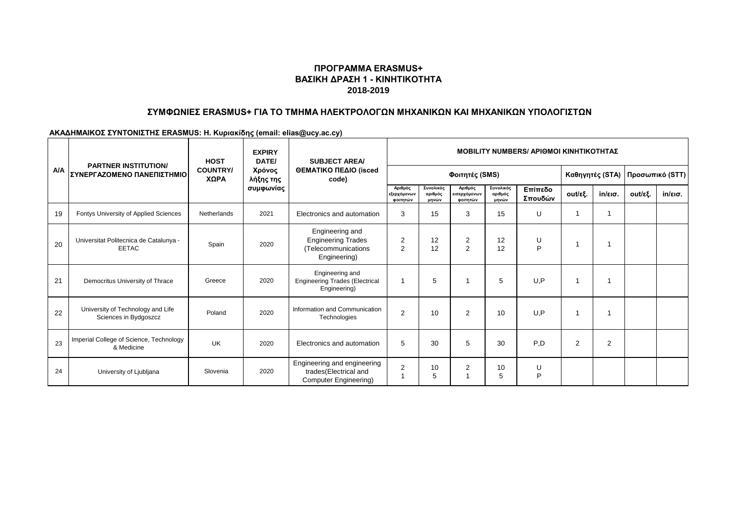## ΠΡΟΓΡΑΜΜΑ ERASMUS+
## ΒΑΣΙΚΗ ΔΡΑΣΗ 1 - ΚΙΝΗΤΙΚΟΤΗΤΑ
## 2018-2019

### ΣΥΜΦΩΝΙΕΣ ERASMUS+ ΓΙΑ ΤΟ ΤΜΗΜΑ ΗΛΕΚΤΡΟΛΟΓΩΝ ΜΗΧΑΝΙΚΩΝ ΚΑΙ ΜΗΧΑΝΙΚΩΝ ΥΠΟΛΟΓΙΣΤΩΝ

**ΑΚΑΔΗΜΑΙΚΟΣ ΣΥΝΤΟΝΙΣΤΗΣ ERASMUS: Η. Κυριακίδης (email: elias@ucy.ac.cy)**

| A/A | PARTNER INSTITUTION/ ΣΥΝΕΡΓΑΖΟΜΕΝΟ ΠΑΝΕΠΙΣΤΗΜΙΟ | HOST COUNTRY/ ΧΩΡΑ | EXPIRY DATE/ Χρόνος λήξης της συμφωνίας | SUBJECT AREA/ ΘΕΜΑΤΙΚΟ ΠΕΔΙΟ (isced code) | MOBILITY NUMBERS/ ΑΡΙΘΜΟΙ ΚΙΝΗΤΙΚΟΤΗΤΑΣ | | | | | | | | |
|---|---|---|---|---|---|---|---|---|---|---|---|---|---|
| | | | | | Φοιτητές (SMS) | | | | | Καθηγητές (STA) | | Προσωπικό (STT) | |
| | | | | | Αριθμός εξερχόμενων φοιτητών | Συνολικός αριθμός μηνών | Αριθμός εισερχόμενων φοιτητών | Συνολικός αριθμός μηνών | Επίπεδο Σπουδών | out/εξ. | in/εισ. | out/εξ. | in/εισ. |
| 19 | Fontys University of Applied Sciences | Netherlands | 2021 | Electronics and automation | 3 | 15 | 3 | 15 | U | 1 | 1 | | |
| 20 | Universitat Politecnica de Catalunya - EETAC | Spain | 2020 | Engineering and Engineering Trades (Telecommunications Engineering) | 2<br>2 | 12<br>12 | 2<br>2 | 12<br>12 | U<br>P | 1 | 1 | | |
| 21 | Democritus University of Thrace | Greece | 2020 | Engineering and Engineering Trades (Electrical Engineering) | 1 | 5 | 1 | 5 | U,P | 1 | 1 | | |
| 22 | University of Technology and Life Sciences in Bydgoszcz | Poland | 2020 | Information and Communication Technologies | 2 | 10 | 2 | 10 | U,P | 1 | 1 | | |
| 23 | Imperial College of Science, Technology & Medicine | UK | 2020 | Electronics and automation | 5 | 30 | 5 | 30 | P,D | 2 | 2 | | |
| 24 | University of Ljubljana | Slovenia | 2020 | Engineering and engineering trades(Electrical and Computer Engineering) | 2<br>1 | 10<br>5 | 2<br>1 | 10<br>5 | U<br>P | | | | |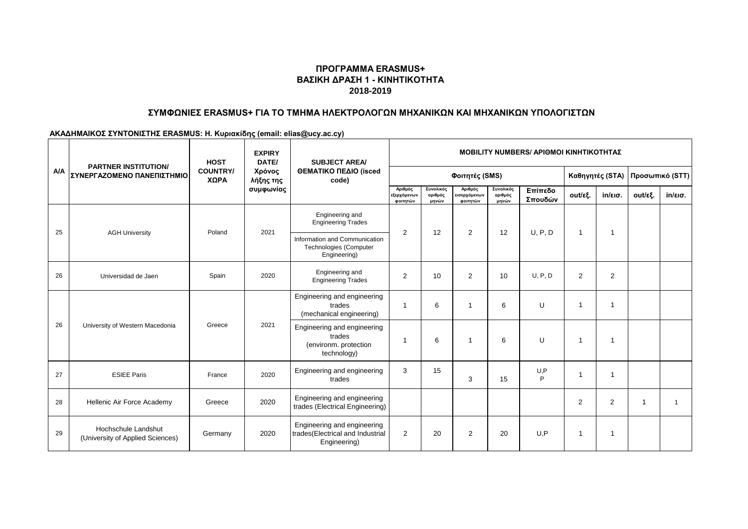**ΠΡΟΓΡΑΜΜΑ ERASMUS+**
**ΒΑΣΙΚΗ ΔΡΑΣΗ 1 - ΚΙΝΗΤΙΚΟΤΗΤΑ**
**2018-2019**

## ΣΥΜΦΩΝΙΕΣ ERASMUS+ ΓΙΑ ΤΟ ΤΜΗΜΑ ΗΛΕΚΤΡΟΛΟΓΩΝ ΜΗΧΑΝΙΚΩΝ ΚΑΙ ΜΗΧΑΝΙΚΩΝ ΥΠΟΛΟΓΙΣΤΩΝ

**ΑΚΑΔΗΜΑΙΚΟΣ ΣΥΝΤΟΝΙΣΤΗΣ ERASMUS: Η. Κυριακίδης (email: elias@ucy.ac.cy)**

| Α/Α | PARTNER INSTITUTION/ ΣΥΝΕΡΓΑΖΟΜΕΝΟ ΠΑΝΕΠΙΣΤΗΜΙΟ | HOST COUNTRY/ ΧΩΡΑ | EXPIRY DATE/ Χρόνος λήξης της συμφωνίας | SUBJECT AREA/ ΘΕΜΑΤΙΚΟ ΠΕΔΙΟ (isced code) | MOBILITY NUMBERS/ ΑΡΙΘΜΟΙ ΚΙΝΗΤΙΚΟΤΗΤΑΣ | | | | | | | | |
|---|---|---|---|---|---|---|---|---|---|---|---|---|---|
| | | | | | Φοιτητές (SMS) | | | | | Καθηγητές (STA) | | Προσωπικό (STT) | |
| | | | | | Αριθμός εξερχόμενων φοιτητών | Συνολικός αριθμός μηνών | Αριθμός εισερχόμενων φοιτητών | Συνολικός αριθμός μηνών | Επίπεδο Σπουδών | out/εξ. | in/εισ. | out/εξ. | in/εισ. |
| 25 | AGH University | Poland | 2021 | Engineering and Engineering Trades; Information and Communication Technologies (Computer Engineering) | 2 | 12 | 2 | 12 | U, P, D | 1 | 1 | | |
| 26 | Universidad de Jaen | Spain | 2020 | Engineering and Engineering Trades | 2 | 10 | 2 | 10 | U, P, D | 2 | 2 | | |
| 26 | University of Western Macedonia | Greece | 2021 | Engineering and engineering trades (mechanical engineering) | 1 | 6 | 1 | 6 | U | 1 | 1 | | |
| | | | | Engineering and engineering trades (environm. protection technology) | 1 | 6 | 1 | 6 | U | 1 | 1 | | |
| 27 | ESIEE Paris | France | 2020 | Engineering and engineering trades | 3 | 15 | 3 | 15 | U,P P | 1 | 1 | | |
| 28 | Hellenic Air Force Academy | Greece | 2020 | Engineering and engineering trades (Electrical Engineering) | | | | | | 2 | 2 | 1 | 1 |
| 29 | Hochschule Landshut (University of Applied Sciences) | Germany | 2020 | Engineering and engineering trades(Electrical and Industrial Engineering) | 2 | 20 | 2 | 20 | U,P | 1 | 1 | | |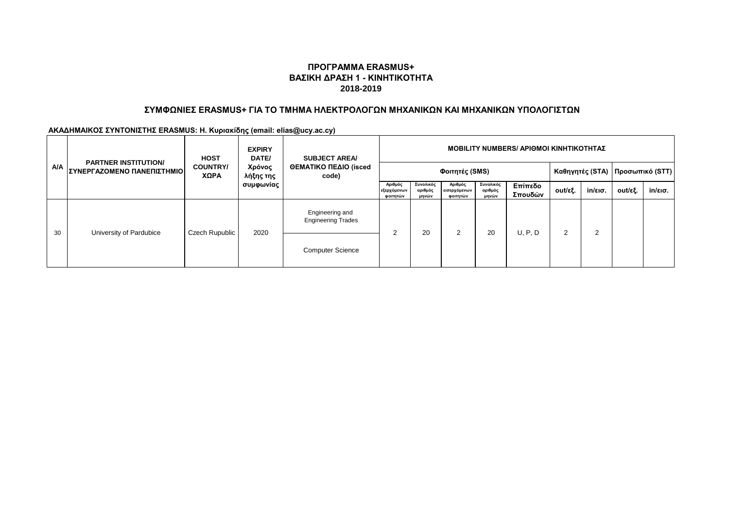**ΠΡΟΓΡΑΜΜΑ ERASMUS+**
**ΒΑΣΙΚΗ ΔΡΑΣΗ 1 - ΚΙΝΗΤΙΚΟΤΗΤΑ**
**2018-2019**

**ΣΥΜΦΩΝΙΕΣ ERASMUS+ ΓΙΑ ΤΟ ΤΜΗΜΑ ΗΛΕΚΤΡΟΛΟΓΩΝ ΜΗΧΑΝΙΚΩΝ ΚΑΙ ΜΗΧΑΝΙΚΩΝ ΥΠΟΛΟΓΙΣΤΩΝ**

**ΑΚΑΔΗΜΑΙΚΟΣ ΣΥΝΤΟΝΙΣΤΗΣ ERASMUS: Η. Κυριακίδης (email: elias@ucy.ac.cy)**

| A/A | PARTNER INSTITUTION/ ΣΥΝΕΡΓΑΖΟΜΕΝΟ ΠΑΝΕΠΙΣΤΗΜΙΟ | HOST COUNTRY/ ΧΩΡΑ | EXPIRY DATE/ Χρόνος λήξης της συμφωνίας | SUBJECT AREA/ ΘΕΜΑΤΙΚΟ ΠΕΔΙΟ (isced code) | MOBILITY NUMBERS/ ΑΡΙΘΜΟΙ ΚΙΝΗΤΙΚΟΤΗΤΑΣ | | | | | | | | |
|---|---|---|---|---|---|---|---|---|---|---|---|---|---|
| | | | | | Φοιτητές (SMS) | | | | | Καθηγητές (STA) | | Προσωπικό (STT) | |
| | | | | | Αριθμός εξερχόμενων φοιτητών | Συνολικός αριθμός μηνών | Αριθμός εισερχόμενων φοιτητών | Συνολικός αριθμός μηνών | Επίπεδο Σπουδών | out/εξ. | in/εισ. | out/εξ. | in/εισ. |
| 30 | University of Pardubice | Czech Rupublic | 2020 | Engineering and Engineering Trades<br>Computer Science | 2 | 20 | 2 | 20 | U, P, D | 2 | 2 | | |